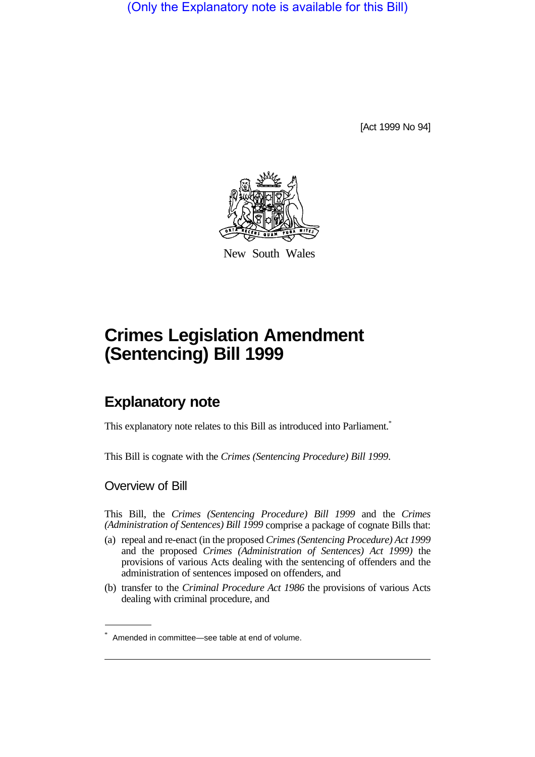(Only the Explanatory note is available for this Bill)

[Act 1999 No 94]

New South Wales

# Crimes Legislation Amendment (Sentencing) Bill 1999

## Explanatory note

This explanatory note relates to this Bill as introduced into Parliament.*

This Bill is cognate with the *Crimes (Sentencing Procedure) Bill 1999*.

### Overview of Bill

This Bill, the *Crimes (Sentencing Procedure) Bill 1999* and the *Crimes (Administration of Sentences) Bill 1999* comprise a package of cognate Bills that:

(a) repeal and re-enact (in the proposed *Crimes (Sentencing Procedure) Act 1999* and the proposed *Crimes (Administration of Sentences) Act 1999)* the provisions of various Acts dealing with the sentencing of offenders and the administration of sentences imposed on offenders, and

(b) transfer to the *Criminal Procedure Act 1986* the provisions of various Acts dealing with criminal procedure, and

\* Amended in committee—see table at end of volume.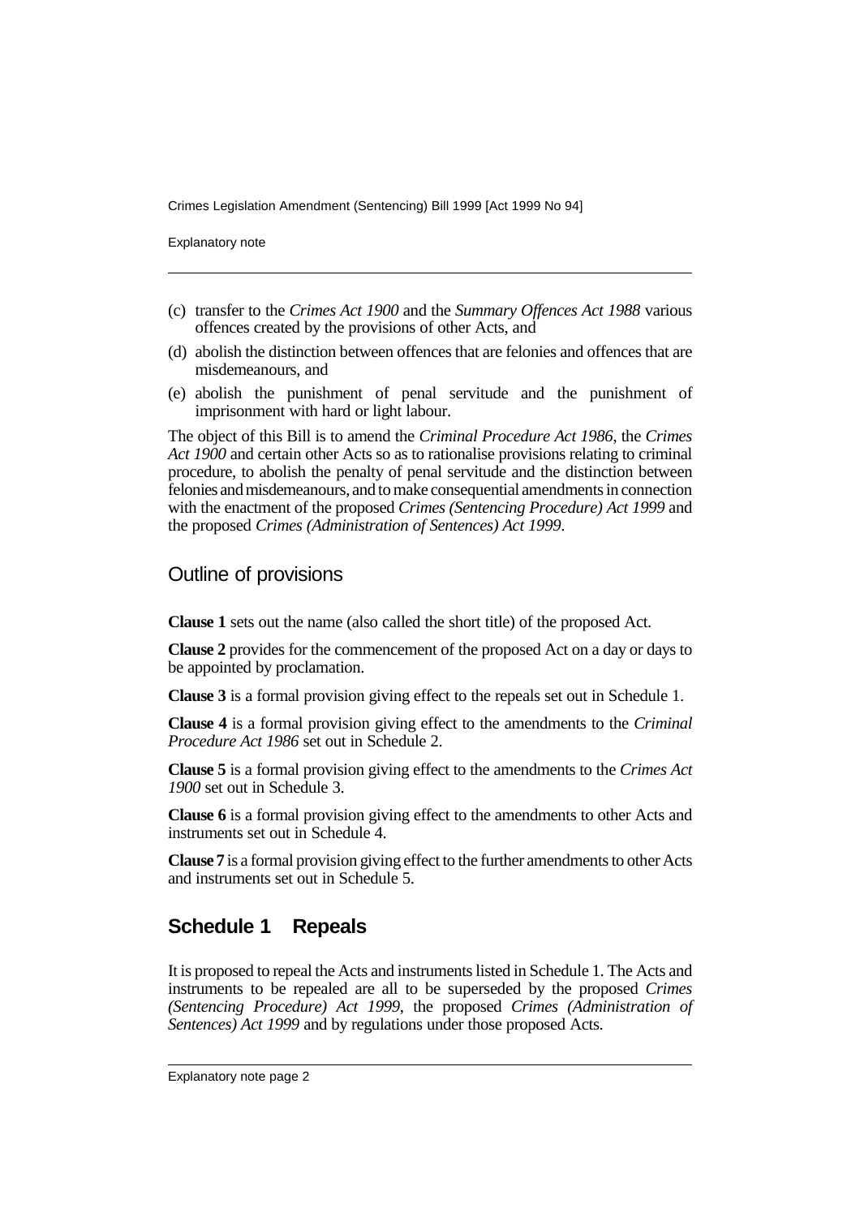(c) transfer to the *Crimes Act 1900* and the *Summary Offences Act 1988* various offences created by the provisions of other Acts, and

(d) abolish the distinction between offences that are felonies and offences that are misdemeanours, and

(e) abolish the punishment of penal servitude and the punishment of imprisonment with hard or light labour.

The object of this Bill is to amend the *Criminal Procedure Act 1986*, the *Crimes Act 1900* and certain other Acts so as to rationalise provisions relating to criminal procedure, to abolish the penalty of penal servitude and the distinction between felonies and misdemeanours, and to make consequential amendments in connection with the enactment of the proposed *Crimes (Sentencing Procedure) Act 1999* and the proposed *Crimes (Administration of Sentences) Act 1999*.

## Outline of provisions

**Clause 1** sets out the name (also called the short title) of the proposed Act.

**Clause 2** provides for the commencement of the proposed Act on a day or days to be appointed by proclamation.

**Clause 3** is a formal provision giving effect to the repeals set out in Schedule 1.

**Clause 4** is a formal provision giving effect to the amendments to the *Criminal Procedure Act 1986* set out in Schedule 2.

**Clause 5** is a formal provision giving effect to the amendments to the *Crimes Act 1900* set out in Schedule 3.

**Clause 6** is a formal provision giving effect to the amendments to other Acts and instruments set out in Schedule 4.

**Clause 7** is a formal provision giving effect to the further amendments to other Acts and instruments set out in Schedule 5.

## Schedule 1 Repeals

It is proposed to repeal the Acts and instruments listed in Schedule 1. The Acts and instruments to be repealed are all to be superseded by the proposed *Crimes (Sentencing Procedure) Act 1999*, the proposed *Crimes (Administration of Sentences) Act 1999* and by regulations under those proposed Acts.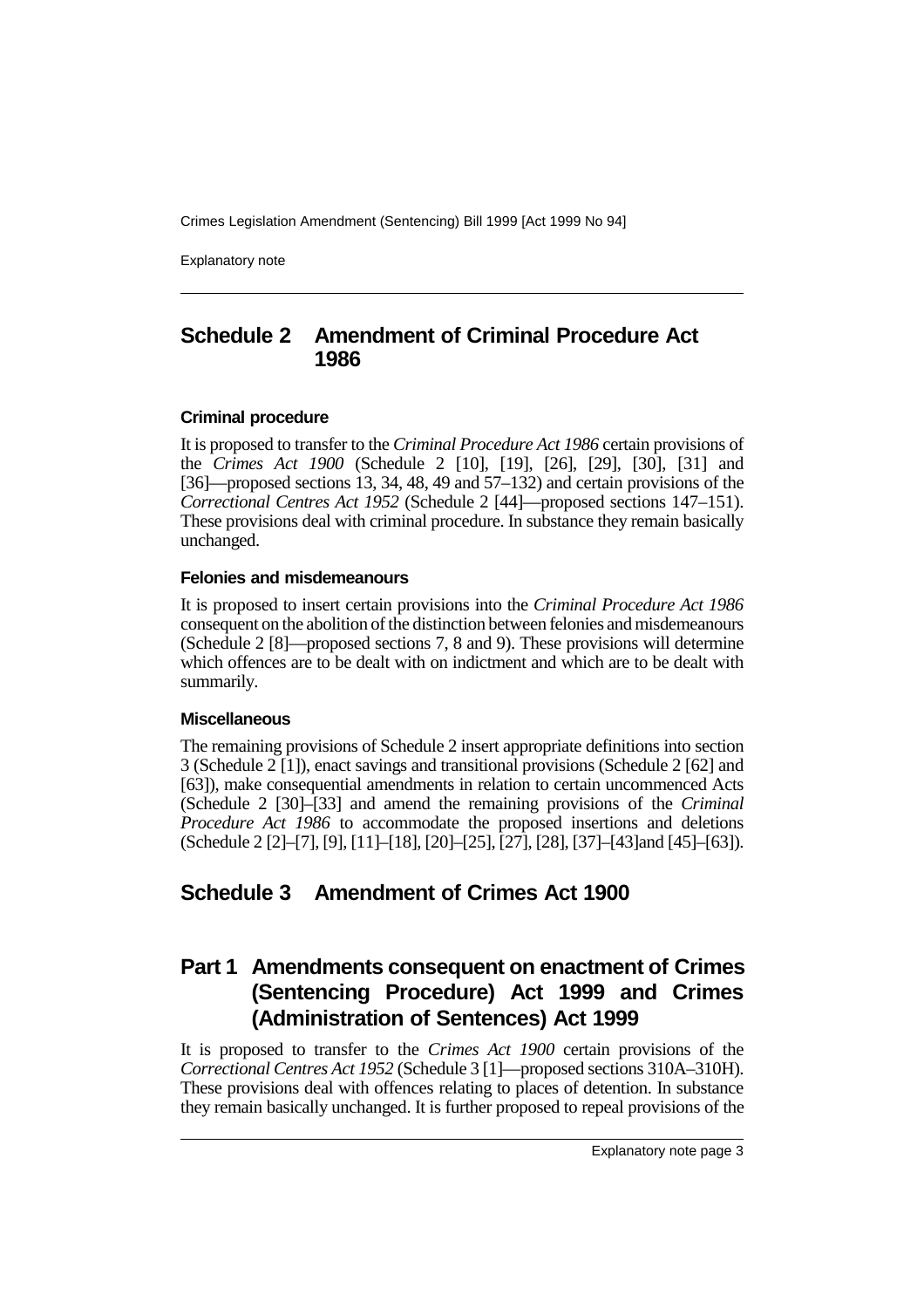## Schedule 2 Amendment of Criminal Procedure Act 1986

### Criminal procedure

It is proposed to transfer to the *Criminal Procedure Act 1986* certain provisions of the *Crimes Act 1900* (Schedule 2 [10], [19], [26], [29], [30], [31] and [36]—proposed sections 13, 34, 48, 49 and 57–132) and certain provisions of the *Correctional Centres Act 1952* (Schedule 2 [44]—proposed sections 147–151). These provisions deal with criminal procedure. In substance they remain basically unchanged.

### Felonies and misdemeanours

It is proposed to insert certain provisions into the *Criminal Procedure Act 1986* consequent on the abolition of the distinction between felonies and misdemeanours (Schedule 2 [8]—proposed sections 7, 8 and 9). These provisions will determine which offences are to be dealt with on indictment and which are to be dealt with summarily.

### Miscellaneous

The remaining provisions of Schedule 2 insert appropriate definitions into section 3 (Schedule 2 [1]), enact savings and transitional provisions (Schedule 2 [62] and [63]), make consequential amendments in relation to certain uncommenced Acts (Schedule 2 [30]–[33] and amend the remaining provisions of the *Criminal Procedure Act 1986* to accommodate the proposed insertions and deletions (Schedule 2 [2]–[7], [9], [11]–[18], [20]–[25], [27], [28], [37]–[43]and [45]–[63]).

## Schedule 3 Amendment of Crimes Act 1900

## Part 1 Amendments consequent on enactment of Crimes (Sentencing Procedure) Act 1999 and Crimes (Administration of Sentences) Act 1999

It is proposed to transfer to the *Crimes Act 1900* certain provisions of the *Correctional Centres Act 1952* (Schedule 3 [1]—proposed sections 310A–310H). These provisions deal with offences relating to places of detention. In substance they remain basically unchanged. It is further proposed to repeal provisions of the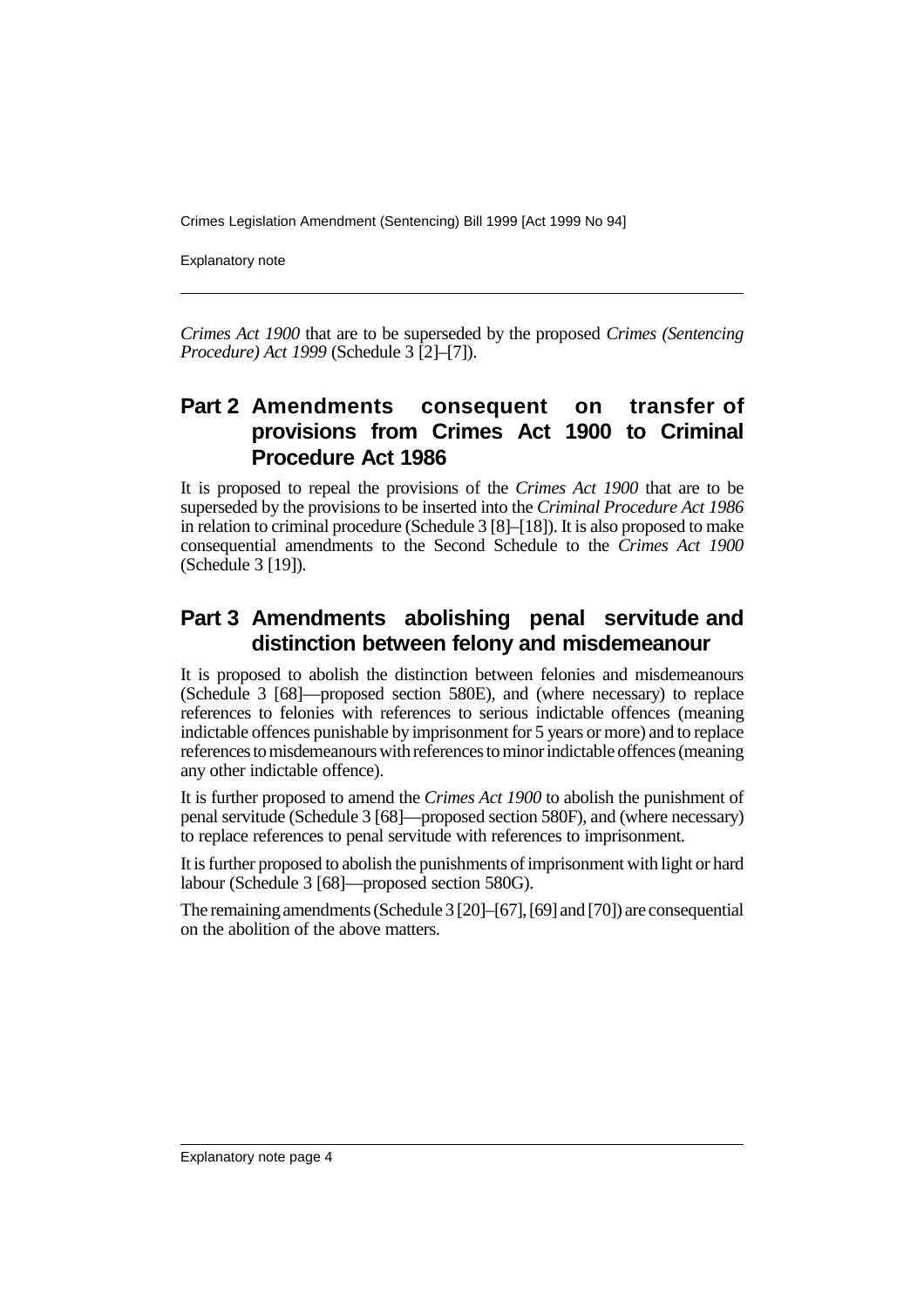*Crimes Act 1900* that are to be superseded by the proposed *Crimes (Sentencing Procedure) Act 1999* (Schedule 3 [2]–[7]).

## Part 2 Amendments consequent on transfer of provisions from Crimes Act 1900 to Criminal Procedure Act 1986

It is proposed to repeal the provisions of the *Crimes Act 1900* that are to be superseded by the provisions to be inserted into the *Criminal Procedure Act 1986* in relation to criminal procedure (Schedule 3 [8]–[18]). It is also proposed to make consequential amendments to the Second Schedule to the *Crimes Act 1900* (Schedule 3 [19]).

## Part 3 Amendments abolishing penal servitude and distinction between felony and misdemeanour

It is proposed to abolish the distinction between felonies and misdemeanours (Schedule 3 [68]—proposed section 580E), and (where necessary) to replace references to felonies with references to serious indictable offences (meaning indictable offences punishable by imprisonment for 5 years or more) and to replace references to misdemeanours with references to minor indictable offences (meaning any other indictable offence).

It is further proposed to amend the *Crimes Act 1900* to abolish the punishment of penal servitude (Schedule 3 [68]—proposed section 580F), and (where necessary) to replace references to penal servitude with references to imprisonment.

It is further proposed to abolish the punishments of imprisonment with light or hard labour (Schedule 3 [68]—proposed section 580G).

The remaining amendments (Schedule 3 [20]–[67], [69] and [70]) are consequential on the abolition of the above matters.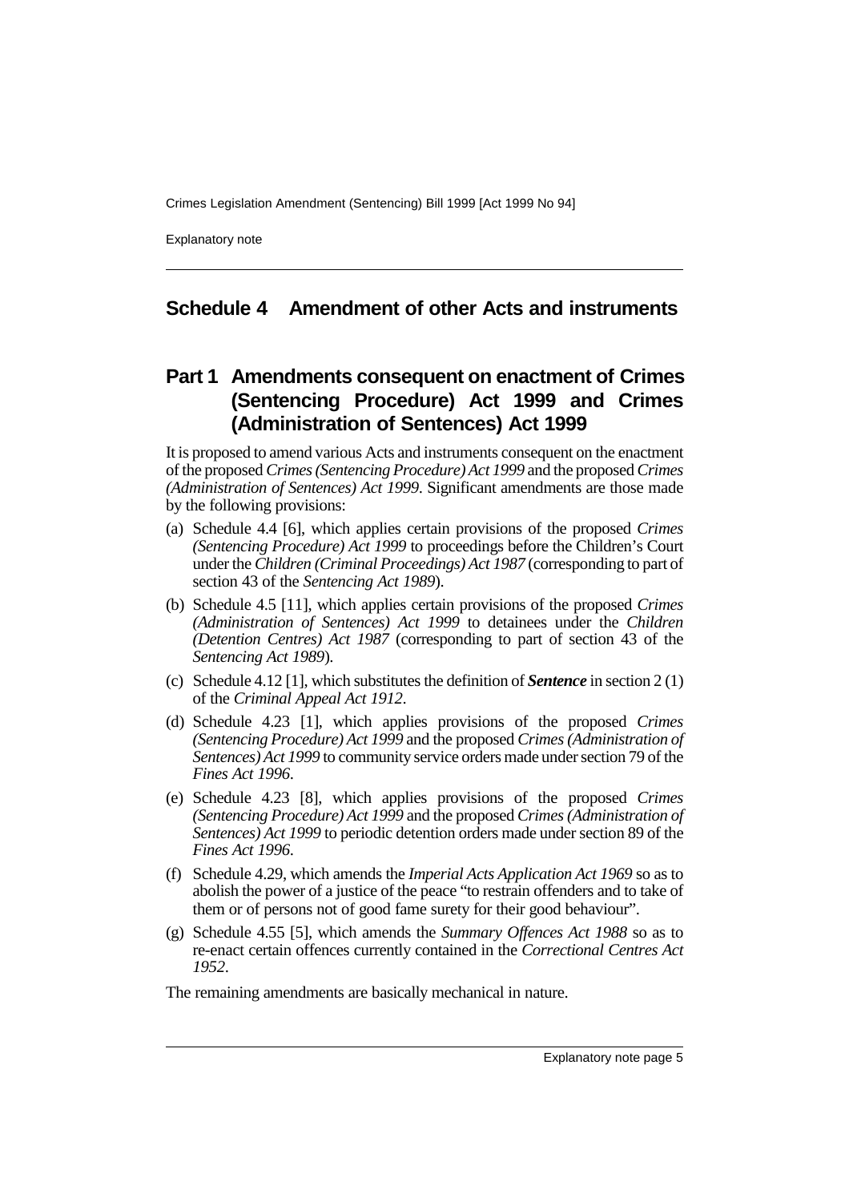## Schedule 4 Amendment of other Acts and instruments

### Part 1 Amendments consequent on enactment of Crimes (Sentencing Procedure) Act 1999 and Crimes (Administration of Sentences) Act 1999

It is proposed to amend various Acts and instruments consequent on the enactment of the proposed *Crimes (Sentencing Procedure) Act 1999* and the proposed *Crimes (Administration of Sentences) Act 1999*. Significant amendments are those made by the following provisions:

(a) Schedule 4.4 [6], which applies certain provisions of the proposed *Crimes (Sentencing Procedure) Act 1999* to proceedings before the Children's Court under the *Children (Criminal Proceedings) Act 1987* (corresponding to part of section 43 of the *Sentencing Act 1989*).

(b) Schedule 4.5 [11], which applies certain provisions of the proposed *Crimes (Administration of Sentences) Act 1999* to detainees under the *Children (Detention Centres) Act 1987* (corresponding to part of section 43 of the *Sentencing Act 1989*).

(c) Schedule 4.12 [1], which substitutes the definition of ***Sentence*** in section 2 (1) of the *Criminal Appeal Act 1912*.

(d) Schedule 4.23 [1], which applies provisions of the proposed *Crimes (Sentencing Procedure) Act 1999* and the proposed *Crimes (Administration of Sentences) Act 1999* to community service orders made under section 79 of the *Fines Act 1996*.

(e) Schedule 4.23 [8], which applies provisions of the proposed *Crimes (Sentencing Procedure) Act 1999* and the proposed *Crimes (Administration of Sentences) Act 1999* to periodic detention orders made under section 89 of the *Fines Act 1996*.

(f) Schedule 4.29, which amends the *Imperial Acts Application Act 1969* so as to abolish the power of a justice of the peace "to restrain offenders and to take of them or of persons not of good fame surety for their good behaviour".

(g) Schedule 4.55 [5], which amends the *Summary Offences Act 1988* so as to re-enact certain offences currently contained in the *Correctional Centres Act 1952*.

The remaining amendments are basically mechanical in nature.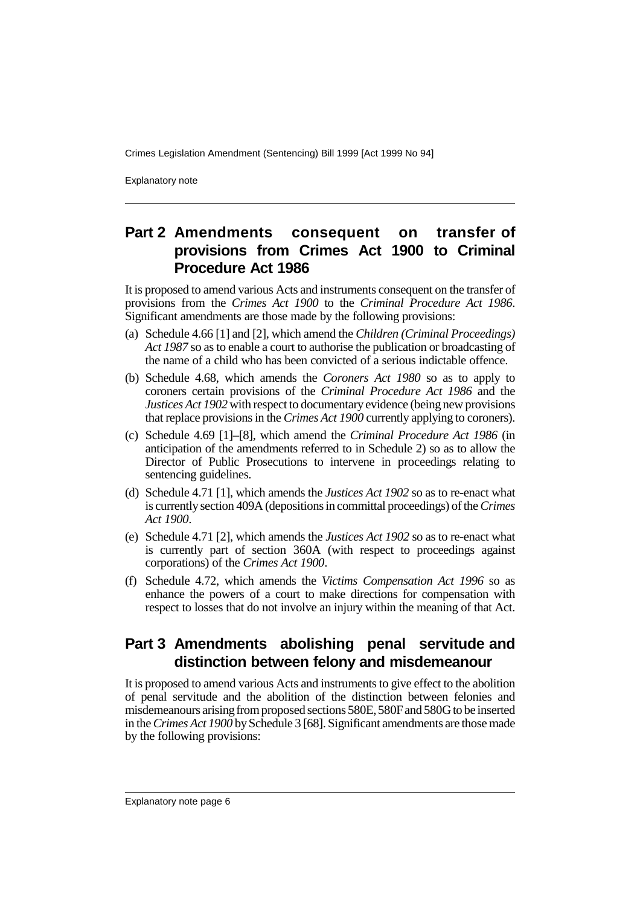## Part 2 Amendments consequent on transfer of provisions from Crimes Act 1900 to Criminal Procedure Act 1986

It is proposed to amend various Acts and instruments consequent on the transfer of provisions from the *Crimes Act 1900* to the *Criminal Procedure Act 1986*. Significant amendments are those made by the following provisions:

(a) Schedule 4.66 [1] and [2], which amend the *Children (Criminal Proceedings) Act 1987* so as to enable a court to authorise the publication or broadcasting of the name of a child who has been convicted of a serious indictable offence.

(b) Schedule 4.68, which amends the *Coroners Act 1980* so as to apply to coroners certain provisions of the *Criminal Procedure Act 1986* and the *Justices Act 1902* with respect to documentary evidence (being new provisions that replace provisions in the *Crimes Act 1900* currently applying to coroners).

(c) Schedule 4.69 [1]–[8], which amend the *Criminal Procedure Act 1986* (in anticipation of the amendments referred to in Schedule 2) so as to allow the Director of Public Prosecutions to intervene in proceedings relating to sentencing guidelines.

(d) Schedule 4.71 [1], which amends the *Justices Act 1902* so as to re-enact what is currently section 409A (depositions in committal proceedings) of the *Crimes Act 1900*.

(e) Schedule 4.71 [2], which amends the *Justices Act 1902* so as to re-enact what is currently part of section 360A (with respect to proceedings against corporations) of the *Crimes Act 1900*.

(f) Schedule 4.72, which amends the *Victims Compensation Act 1996* so as enhance the powers of a court to make directions for compensation with respect to losses that do not involve an injury within the meaning of that Act.

## Part 3 Amendments abolishing penal servitude and distinction between felony and misdemeanour

It is proposed to amend various Acts and instruments to give effect to the abolition of penal servitude and the abolition of the distinction between felonies and misdemeanours arising from proposed sections 580E, 580F and 580G to be inserted in the *Crimes Act 1900* by Schedule 3 [68]. Significant amendments are those made by the following provisions: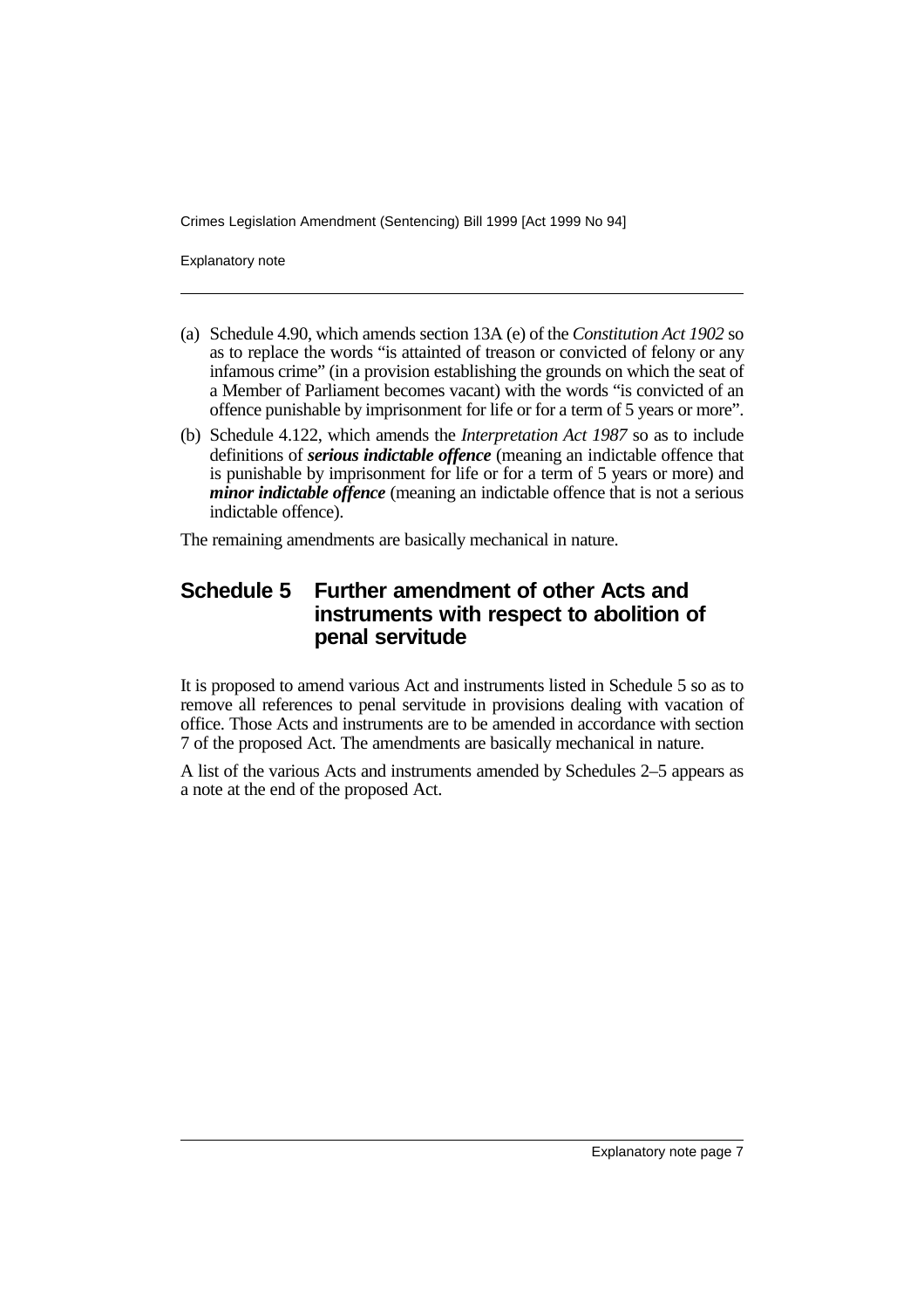(a) Schedule 4.90, which amends section 13A (e) of the *Constitution Act 1902* so as to replace the words "is attainted of treason or convicted of felony or any infamous crime" (in a provision establishing the grounds on which the seat of a Member of Parliament becomes vacant) with the words "is convicted of an offence punishable by imprisonment for life or for a term of 5 years or more".

(b) Schedule 4.122, which amends the *Interpretation Act 1987* so as to include definitions of ***serious indictable offence*** (meaning an indictable offence that is punishable by imprisonment for life or for a term of 5 years or more) and ***minor indictable offence*** (meaning an indictable offence that is not a serious indictable offence).

The remaining amendments are basically mechanical in nature.

## Schedule 5 Further amendment of other Acts and instruments with respect to abolition of penal servitude

It is proposed to amend various Act and instruments listed in Schedule 5 so as to remove all references to penal servitude in provisions dealing with vacation of office. Those Acts and instruments are to be amended in accordance with section 7 of the proposed Act. The amendments are basically mechanical in nature.

A list of the various Acts and instruments amended by Schedules 2–5 appears as a note at the end of the proposed Act.